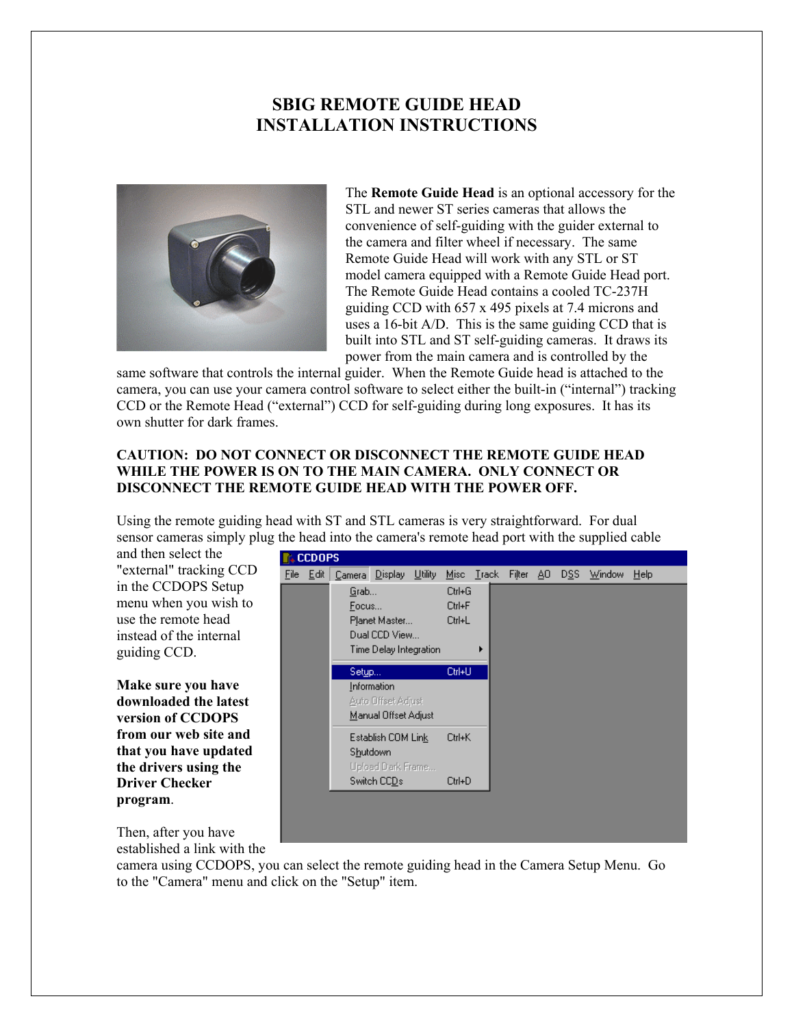# SBIG REMOTE GUIDE HEAD
# INSTALLATION INSTRUCTIONS

The **Remote Guide Head** is an optional accessory for the STL and newer ST series cameras that allows the convenience of self-guiding with the guider external to the camera and filter wheel if necessary. The same Remote Guide Head will work with any STL or ST model camera equipped with a Remote Guide Head port. The Remote Guide Head contains a cooled TC-237H guiding CCD with 657 x 495 pixels at 7.4 microns and uses a 16-bit A/D. This is the same guiding CCD that is built into STL and ST self-guiding cameras. It draws its power from the main camera and is controlled by the same software that controls the internal guider. When the Remote Guide head is attached to the camera, you can use your camera control software to select either the built-in ("internal") tracking CCD or the Remote Head ("external") CCD for self-guiding during long exposures. It has its own shutter for dark frames.

**CAUTION: DO NOT CONNECT OR DISCONNECT THE REMOTE GUIDE HEAD WHILE THE POWER IS ON TO THE MAIN CAMERA. ONLY CONNECT OR DISCONNECT THE REMOTE GUIDE HEAD WITH THE POWER OFF.**

Using the remote guiding head with ST and STL cameras is very straightforward. For dual sensor cameras simply plug the head into the camera's remote head port with the supplied cable and then select the "external" tracking CCD in the CCDOPS Setup menu when you wish to use the remote head instead of the internal guiding CCD.

**Make sure you have downloaded the latest version of CCDOPS from our web site and that you have updated the drivers using the Driver Checker program**.

Then, after you have established a link with the camera using CCDOPS, you can select the remote guiding head in the Camera Setup Menu. Go to the "Camera" menu and click on the "Setup" item.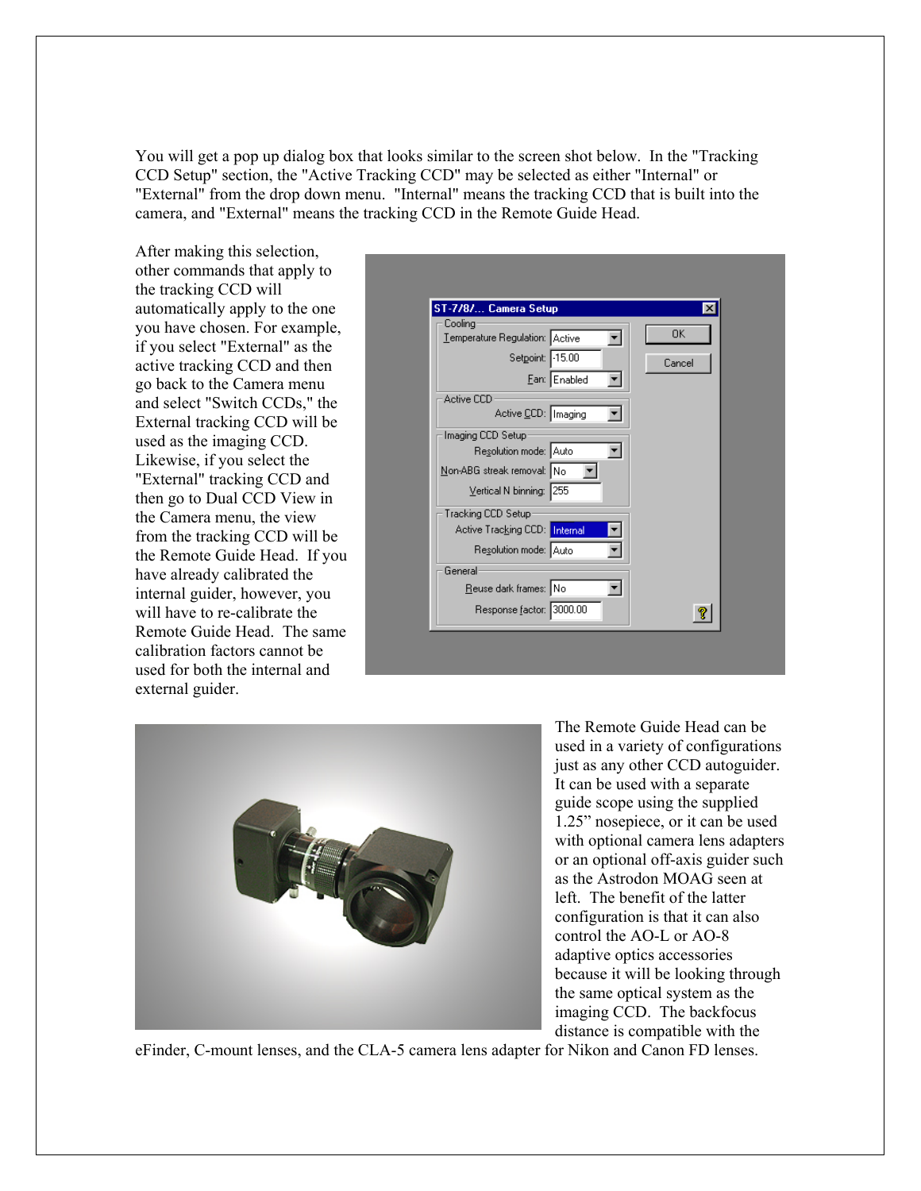You will get a pop up dialog box that looks similar to the screen shot below. In the "Tracking CCD Setup" section, the "Active Tracking CCD" may be selected as either "Internal" or "External" from the drop down menu. "Internal" means the tracking CCD that is built into the camera, and "External" means the tracking CCD in the Remote Guide Head.

After making this selection, other commands that apply to the tracking CCD will automatically apply to the one you have chosen. For example, if you select "External" as the active tracking CCD and then go back to the Camera menu and select "Switch CCDs," the External tracking CCD will be used as the imaging CCD. Likewise, if you select the "External" tracking CCD and then go to Dual CCD View in the Camera menu, the view from the tracking CCD will be the Remote Guide Head. If you have already calibrated the internal guider, however, you will have to re-calibrate the Remote Guide Head. The same calibration factors cannot be used for both the internal and external guider.

The Remote Guide Head can be used in a variety of configurations just as any other CCD autoguider. It can be used with a separate guide scope using the supplied 1.25" nosepiece, or it can be used with optional camera lens adapters or an optional off-axis guider such as the Astrodon MOAG seen at left. The benefit of the latter configuration is that it can also control the AO-L or AO-8 adaptive optics accessories because it will be looking through the same optical system as the imaging CCD. The backfocus distance is compatible with the eFinder, C-mount lenses, and the CLA-5 camera lens adapter for Nikon and Canon FD lenses.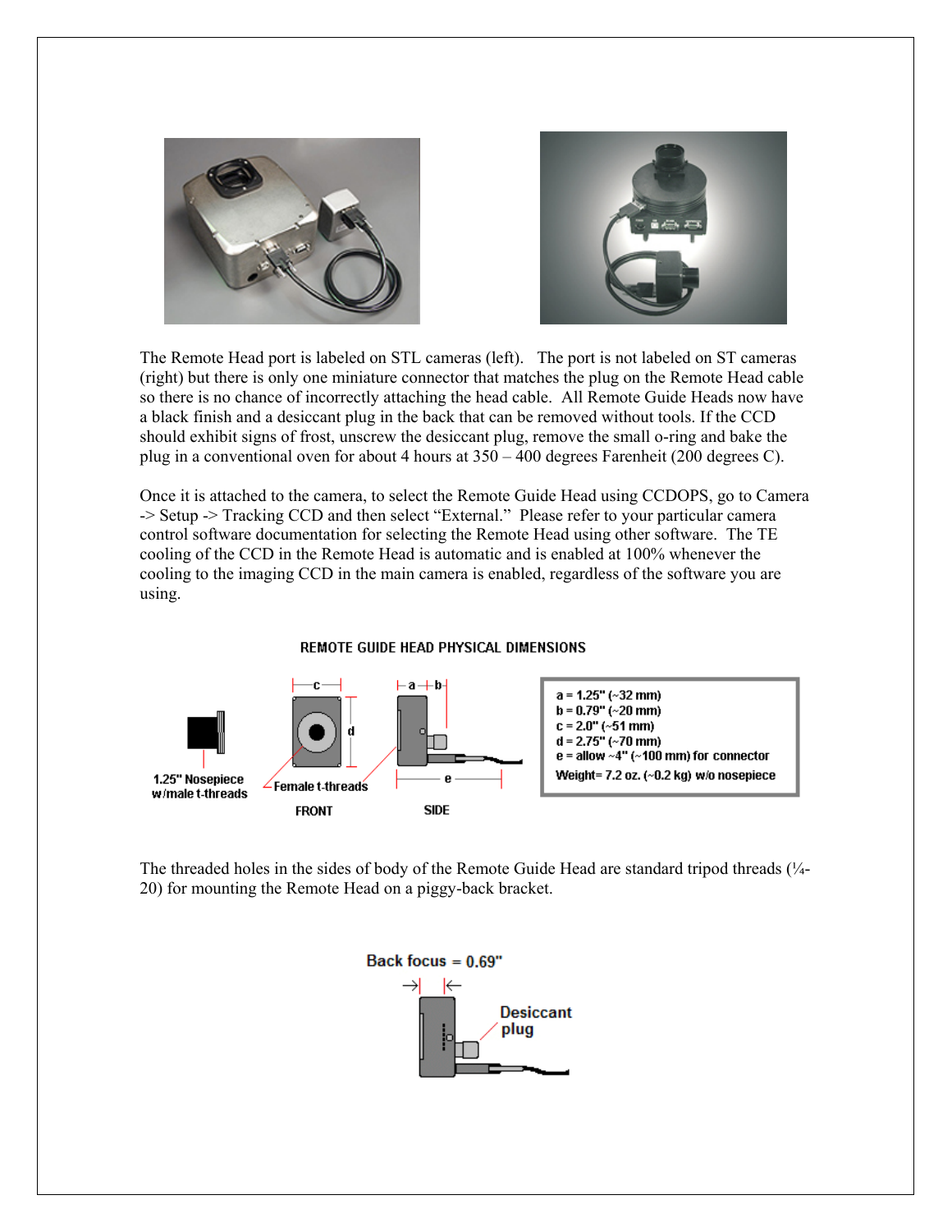The Remote Head port is labeled on STL cameras (left). The port is not labeled on ST cameras (right) but there is only one miniature connector that matches the plug on the Remote Head cable so there is no chance of incorrectly attaching the head cable. All Remote Guide Heads now have a black finish and a desiccant plug in the back that can be removed without tools. If the CCD should exhibit signs of frost, unscrew the desiccant plug, remove the small o-ring and bake the plug in a conventional oven for about 4 hours at 350 – 400 degrees Farenheit (200 degrees C).

Once it is attached to the camera, to select the Remote Guide Head using CCDOPS, go to Camera -> Setup -> Tracking CCD and then select "External." Please refer to your particular camera control software documentation for selecting the Remote Head using other software. The TE cooling of the CCD in the Remote Head is automatic and is enabled at 100% whenever the cooling to the imaging CCD in the main camera is enabled, regardless of the software you are using.

REMOTE GUIDE HEAD PHYSICAL DIMENSIONS

1.25" Nosepiece w/male t-threads

Female t-threads

FRONT

SIDE

a = 1.25" (~32 mm)
b = 0.79" (~20 mm)
c = 2.0" (~51 mm)
d = 2.75" (~70 mm)
e = allow ~4" (~100 mm) for connector
Weight= 7.2 oz. (~0.2 kg) w/o nosepiece

The threaded holes in the sides of body of the Remote Guide Head are standard tripod threads (¼-20) for mounting the Remote Head on a piggy-back bracket.

Back focus = 0.69"

Desiccant plug